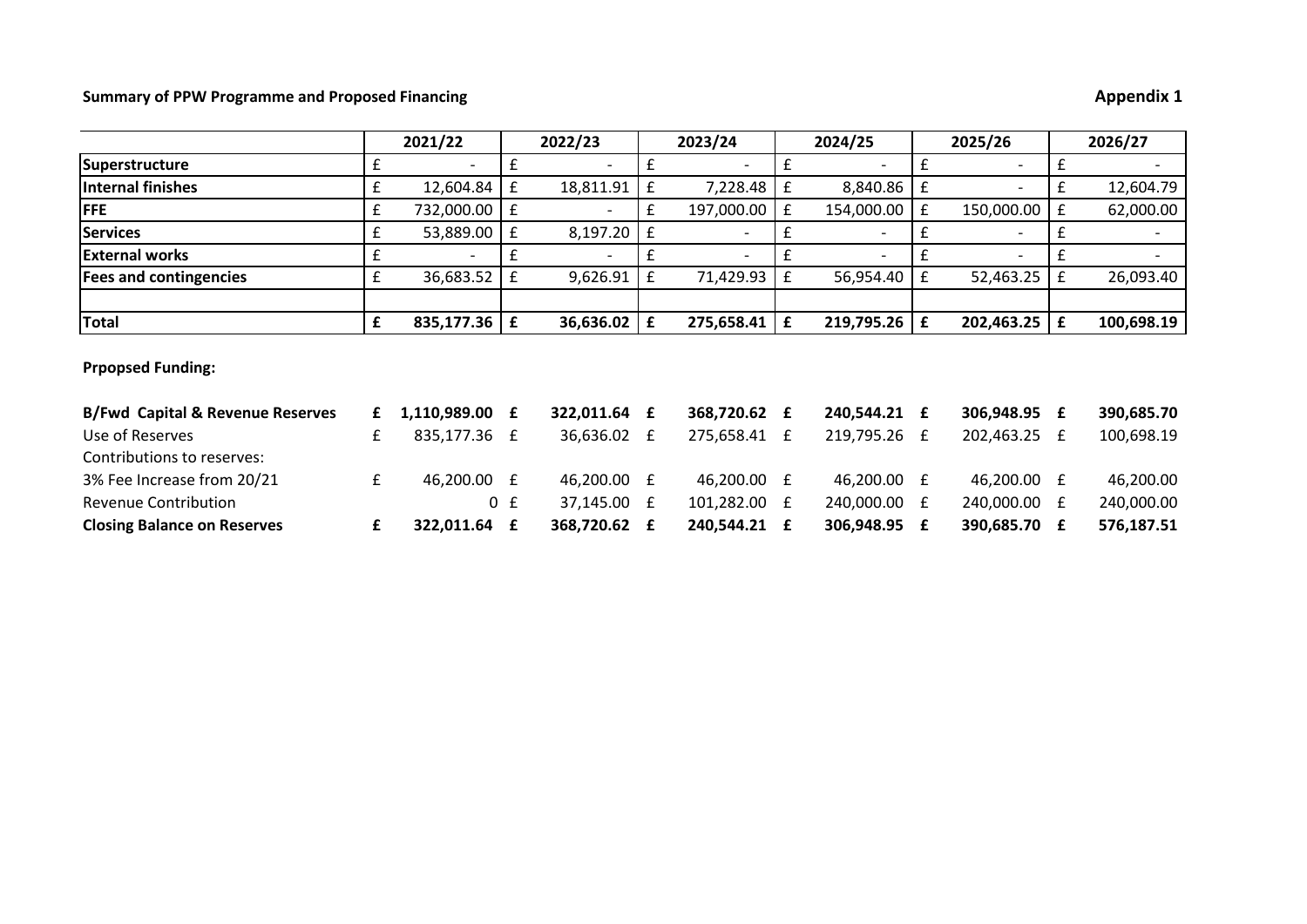**Summary of PPW Programme and Proposed Financing**

**Appendix 1**

| | 2021/22 | 2022/23 | 2023/24 | 2024/25 | 2025/26 | 2026/27 |
|---|---|---|---|---|---|---|
| **Superstructure** | £ - | £ - | £ - | £ - | £ - | £ - |
| **Internal finishes** | £ 12,604.84 | £ 18,811.91 | £ 7,228.48 | £ 8,840.86 | £ - | £ 12,604.79 |
| **FFE** | £ 732,000.00 | £ - | £ 197,000.00 | £ 154,000.00 | £ 150,000.00 | £ 62,000.00 |
| **Services** | £ 53,889.00 | £ 8,197.20 | £ - | £ - | £ - | £ - |
| **External works** | £ - | £ - | £ - | £ - | £ - | £ - |
| **Fees and contingencies** | £ 36,683.52 | £ 9,626.91 | £ 71,429.93 | £ 56,954.40 | £ 52,463.25 | £ 26,093.40 |
| | | | | | | |
| **Total** | **£ 835,177.36** | **£ 36,636.02** | **£ 275,658.41** | **£ 219,795.26** | **£ 202,463.25** | **£ 100,698.19** |

**Prpopsed Funding:**

| | 2021/22 | 2022/23 | 2023/24 | 2024/25 | 2025/26 | 2026/27 |
|---|---|---|---|---|---|---|
| **B/Fwd Capital & Revenue Reserves** | **£ 1,110,989.00** | **£ 322,011.64** | **£ 368,720.62** | **£ 240,544.21** | **£ 306,948.95** | **£ 390,685.70** |
| Use of Reserves | £ 835,177.36 | £ 36,636.02 | £ 275,658.41 | £ 219,795.26 | £ 202,463.25 | £ 100,698.19 |
| Contributions to reserves: | | | | | | |
| 3% Fee Increase from 20/21 | £ 46,200.00 | £ 46,200.00 | £ 46,200.00 | £ 46,200.00 | £ 46,200.00 | £ 46,200.00 |
| Revenue Contribution | 0 | £ 37,145.00 | £ 101,282.00 | £ 240,000.00 | £ 240,000.00 | £ 240,000.00 |
| **Closing Balance on Reserves** | **£ 322,011.64** | **£ 368,720.62** | **£ 240,544.21** | **£ 306,948.95** | **£ 390,685.70** | **£ 576,187.51** |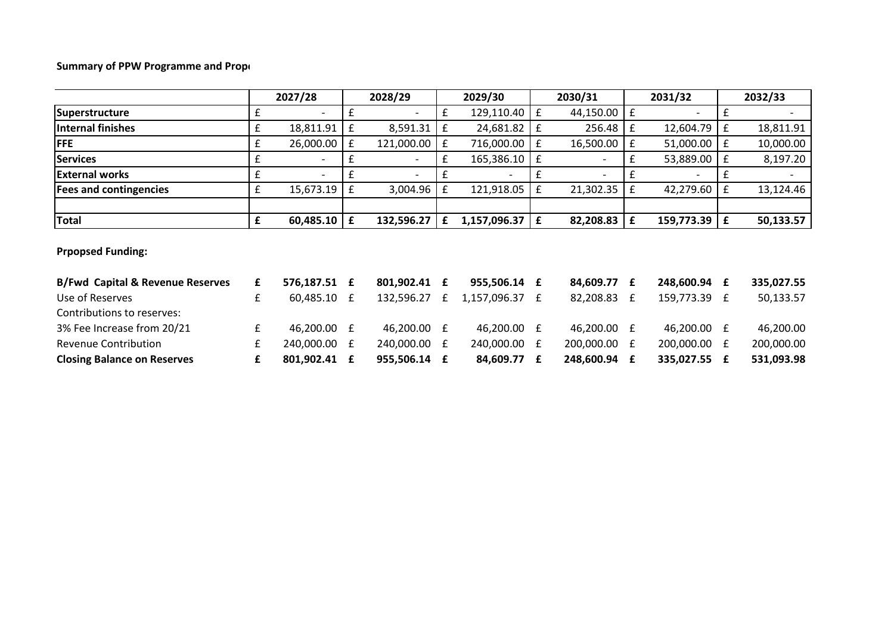**Summary of PPW Programme and Prop**

| | 2027/28 | 2028/29 | 2029/30 | 2030/31 | 2031/32 | 2032/33 |
|---|---|---|---|---|---|---|
| **Superstructure** | £ - | £ - | £ 129,110.40 | £ 44,150.00 | £ - | £ - |
| **Internal finishes** | £ 18,811.91 | £ 8,591.31 | £ 24,681.82 | £ 256.48 | £ 12,604.79 | £ 18,811.91 |
| **FFE** | £ 26,000.00 | £ 121,000.00 | £ 716,000.00 | £ 16,500.00 | £ 51,000.00 | £ 10,000.00 |
| **Services** | £ - | £ - | £ 165,386.10 | £ - | £ 53,889.00 | £ 8,197.20 |
| **External works** | £ - | £ - | £ - | £ - | £ - | £ - |
| **Fees and contingencies** | £ 15,673.19 | £ 3,004.96 | £ 121,918.05 | £ 21,302.35 | £ 42,279.60 | £ 13,124.46 |
| | | | | | | |
| **Total** | **£ 60,485.10** | **£ 132,596.27** | **£ 1,157,096.37** | **£ 82,208.83** | **£ 159,773.39** | **£ 50,133.57** |

**Prpopsed Funding:**

| | 2027/28 | 2028/29 | 2029/30 | 2030/31 | 2031/32 | 2032/33 |
|---|---|---|---|---|---|---|
| **B/Fwd Capital & Revenue Reserves** | **£ 576,187.51** | **£ 801,902.41** | **£ 955,506.14** | **£ 84,609.77** | **£ 248,600.94** | **£ 335,027.55** |
| Use of Reserves | £ 60,485.10 | £ 132,596.27 | £ 1,157,096.37 | £ 82,208.83 | £ 159,773.39 | £ 50,133.57 |
| Contributions to reserves: | | | | | | |
| 3% Fee Increase from 20/21 | £ 46,200.00 | £ 46,200.00 | £ 46,200.00 | £ 46,200.00 | £ 46,200.00 | £ 46,200.00 |
| Revenue Contribution | £ 240,000.00 | £ 240,000.00 | £ 240,000.00 | £ 200,000.00 | £ 200,000.00 | £ 200,000.00 |
| **Closing Balance on Reserves** | **£ 801,902.41** | **£ 955,506.14** | **£ 84,609.77** | **£ 248,600.94** | **£ 335,027.55** | **£ 531,093.98** |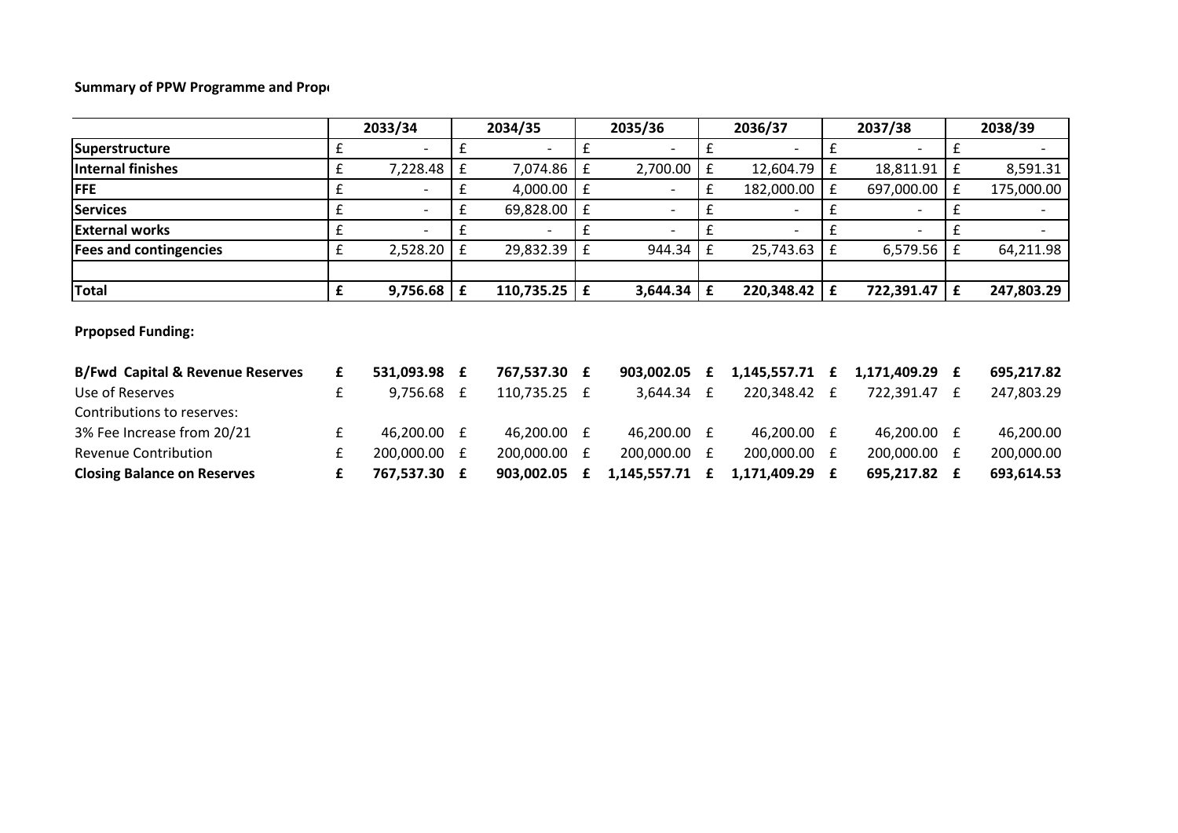**Summary of PPW Programme and Propo**

| | 2033/34 | 2034/35 | 2035/36 | 2036/37 | 2037/38 | 2038/39 |
|---|---|---|---|---|---|---|
| **Superstructure** | £ - | £ - | £ - | £ - | £ - | £ - |
| **Internal finishes** | £ 7,228.48 | £ 7,074.86 | £ 2,700.00 | £ 12,604.79 | £ 18,811.91 | £ 8,591.31 |
| **FFE** | £ - | £ 4,000.00 | £ - | £ 182,000.00 | £ 697,000.00 | £ 175,000.00 |
| **Services** | £ - | £ 69,828.00 | £ - | £ - | £ - | £ - |
| **External works** | £ - | £ - | £ - | £ - | £ - | £ - |
| **Fees and contingencies** | £ 2,528.20 | £ 29,832.39 | £ 944.34 | £ 25,743.63 | £ 6,579.56 | £ 64,211.98 |
| | | | | | | |
| **Total** | **£ 9,756.68** | **£ 110,735.25** | **£ 3,644.34** | **£ 220,348.42** | **£ 722,391.47** | **£ 247,803.29** |

**Prpopsed Funding:**

| | | | | | | |
|---|---|---|---|---|---|---|
| **B/Fwd Capital & Revenue Reserves** | **£ 531,093.98** | **£ 767,537.30** | **£ 903,002.05** | **£ 1,145,557.71** | **£ 1,171,409.29** | **£ 695,217.82** |
| Use of Reserves | £ 9,756.68 | £ 110,735.25 | £ 3,644.34 | £ 220,348.42 | £ 722,391.47 | £ 247,803.29 |
| Contributions to reserves: | | | | | | |
| 3% Fee Increase from 20/21 | £ 46,200.00 | £ 46,200.00 | £ 46,200.00 | £ 46,200.00 | £ 46,200.00 | £ 46,200.00 |
| Revenue Contribution | £ 200,000.00 | £ 200,000.00 | £ 200,000.00 | £ 200,000.00 | £ 200,000.00 | £ 200,000.00 |
| **Closing Balance on Reserves** | **£ 767,537.30** | **£ 903,002.05** | **£ 1,145,557.71** | **£ 1,171,409.29** | **£ 695,217.82** | **£ 693,614.53** |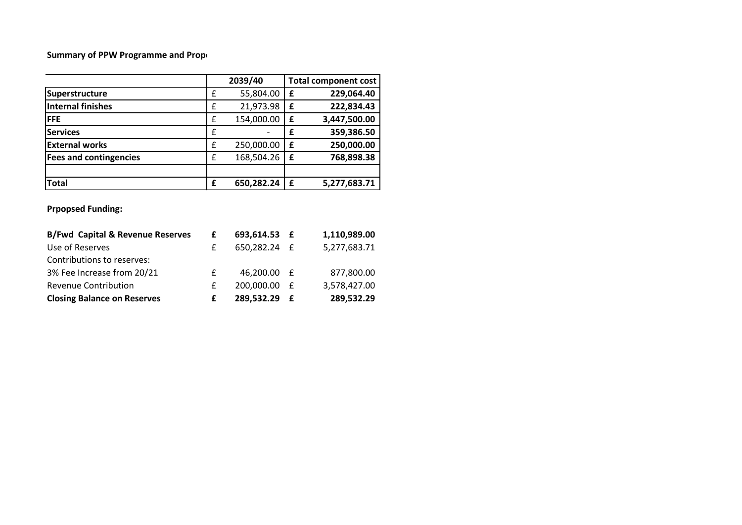**Summary of PPW Programme and Propo**

| | 2039/40 | Total component cost |
|---|---|---|
| **Superstructure** | £ 55,804.00 | **£ 229,064.40** |
| **Internal finishes** | £ 21,973.98 | **£ 222,834.43** |
| **FFE** | £ 154,000.00 | **£ 3,447,500.00** |
| **Services** | £ - | **£ 359,386.50** |
| **External works** | £ 250,000.00 | **£ 250,000.00** |
| **Fees and contingencies** | £ 168,504.26 | **£ 768,898.38** |
| | | |
| **Total** | **£ 650,282.24** | **£ 5,277,683.71** |

**Prpopsed Funding:**

| | | |
|---|---|---|
| **B/Fwd Capital & Revenue Reserves** | **£ 693,614.53** | **£ 1,110,989.00** |
| Use of Reserves | £ 650,282.24 | £ 5,277,683.71 |
| Contributions to reserves: | | |
| 3% Fee Increase from 20/21 | £ 46,200.00 | £ 877,800.00 |
| Revenue Contribution | £ 200,000.00 | £ 3,578,427.00 |
| **Closing Balance on Reserves** | **£ 289,532.29** | **£ 289,532.29** |